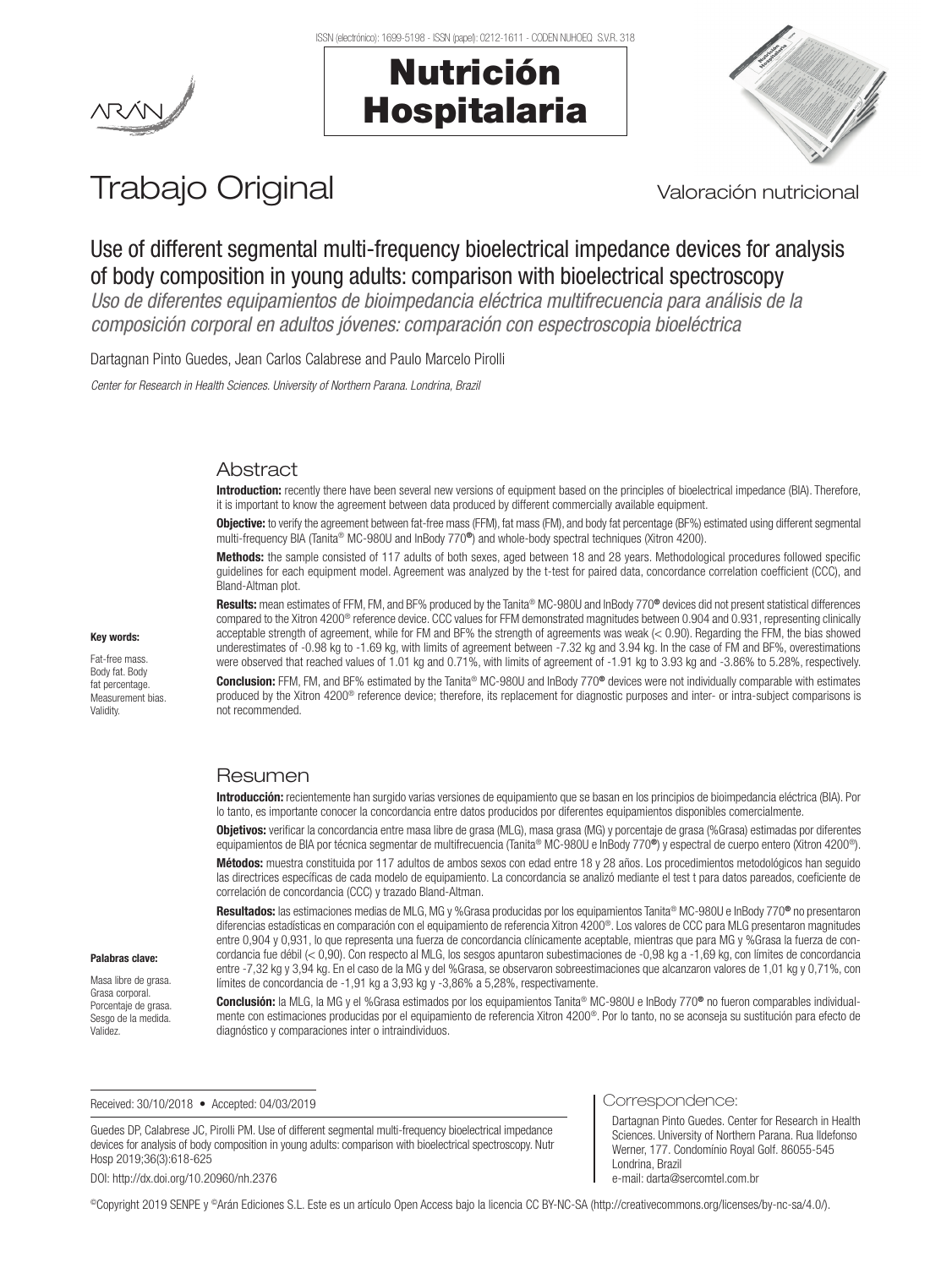ISSN (electrónico): 1699-5198 - ISSN (papel): 0212-1611 - CODEN NUHOEQ S.V.R. 318

# Nutrición Hospitalaria

Trabajo Original — Valoración nutricional

# Use of different segmental multi-frequency bioelectrical impedance devices for analysis of body composition in young adults: comparison with bioelectrical spectroscopy

*Uso de diferentes equipamientos de bioimpedancia eléctrica multifrecuencia para análisis de la composición corporal en adultos jóvenes: comparación con espectroscopia bioeléctrica*

Dartagnan Pinto Guedes, Jean Carlos Calabrese and Paulo Marcelo Pirolli

*Center for Research in Health Sciences. University of Northern Parana. Londrina, Brazil*

## Abstract

**Introduction:** recently there have been several new versions of equipment based on the principles of bioelectrical impedance (BIA). Therefore, it is important to know the agreement between data produced by different commercially available equipment.

**Objective:** to verify the agreement between fat-free mass (FFM), fat mass (FM), and body fat percentage (BF%) estimated using different segmental multi-frequency BIA (Tanita® MC-980U and InBody 770®) and whole-body spectral techniques (Xitron 4200).

**Methods:** the sample consisted of 117 adults of both sexes, aged between 18 and 28 years. Methodological procedures followed specific guidelines for each equipment model. Agreement was analyzed by the t-test for paired data, concordance correlation coefficient (CCC), and Bland-Altman plot.

**Results:** mean estimates of FFM, FM, and BF% produced by the Tanita® MC-980U and InBody 770® devices did not present statistical differences compared to the Xitron 4200® reference device. CCC values for FFM demonstrated magnitudes between 0.904 and 0.931, representing clinically acceptable strength of agreement, while for FM and BF% the strength of agreements was weak (< 0.90). Regarding the FFM, the bias showed underestimates of -0.98 kg to -1.69 kg, with limits of agreement between -7.32 kg and 3.94 kg. In the case of FM and BF%, overestimations were observed that reached values of 1.01 kg and 0.71%, with limits of agreement of -1.91 kg to 3.93 kg and -3.86% to 5.28%, respectively.

**Conclusion:** FFM, FM, and BF% estimated by the Tanita® MC-980U and InBody 770® devices were not individually comparable with estimates produced by the Xitron 4200® reference device; therefore, its replacement for diagnostic purposes and inter- or intra-subject comparisons is not recommended.

**Key words:**

Fat-free mass. Body fat. Body fat percentage. Measurement bias. Validity.

## Resumen

**Introducción:** recientemente han surgido varias versiones de equipamiento que se basan en los principios de bioimpedancia eléctrica (BIA). Por lo tanto, es importante conocer la concordancia entre datos producidos por diferentes equipamientos disponibles comercialmente.

**Objetivos:** verificar la concordancia entre masa libre de grasa (MLG), masa grasa (MG) y porcentaje de grasa (%Grasa) estimadas por diferentes equipamientos de BIA por técnica segmentar de multifrecuencia (Tanita® MC-980U e InBody 770®) y espectral de cuerpo entero (Xitron 4200®).

**Métodos:** muestra constituida por 117 adultos de ambos sexos con edad entre 18 y 28 años. Los procedimientos metodológicos han seguido las directrices específicas de cada modelo de equipamiento. La concordancia se analizó mediante el test t para datos pareados, coeficiente de correlación de concordancia (CCC) y trazado Bland-Altman.

**Resultados:** las estimaciones medias de MLG, MG y %Grasa producidas por los equipamientos Tanita® MC-980U e InBody 770® no presentaron diferencias estadísticas en comparación con el equipamiento de referencia Xitron 4200®. Los valores de CCC para MLG presentaron magnitudes entre 0,904 y 0,931, lo que representa una fuerza de concordancia clínicamente aceptable, mientras que para MG y %Grasa la fuerza de concordancia fue débil (< 0,90). Con respecto al MLG, los sesgos apuntaron subestimaciones de -0,98 kg a -1,69 kg, con límites de concordancia entre -7,32 kg y 3,94 kg. En el caso de la MG y del %Grasa, se observaron sobreestimaciones que alcanzaron valores de 1,01 kg y 0,71%, con límites de concordancia de -1,91 kg a 3,93 kg y -3,86% a 5,28%, respectivamente.

**Conclusión:** la MLG, la MG y el %Grasa estimados por los equipamientos Tanita® MC-980U e InBody 770® no fueron comparables individualmente con estimaciones producidas por el equipamiento de referencia Xitron 4200®. Por lo tanto, no se aconseja su sustitución para efecto de diagnóstico y comparaciones inter o intraindividuos.

**Palabras clave:**

Masa libre de grasa. Grasa corporal. Porcentaje de grasa. Sesgo de la medida. Validez.

Received: 30/10/2018 • Accepted: 04/03/2019

Guedes DP, Calabrese JC, Pirolli PM. Use of different segmental multi-frequency bioelectrical impedance devices for analysis of body composition in young adults: comparison with bioelectrical spectroscopy. Nutr Hosp 2019;36(3):618-625

DOI: http://dx.doi.org/10.20960/nh.2376

**Correspondence:**

Dartagnan Pinto Guedes. Center for Research in Health Sciences. University of Northern Parana. Rua Ildefonso Werner, 177. Condomínio Royal Golf. 86055-545 Londrina, Brazil
e-mail: darta@sercomtel.com.br

©Copyright 2019 SENPE y ©Arán Ediciones S.L. Este es un artículo Open Access bajo la licencia CC BY-NC-SA (http://creativecommons.org/licenses/by-nc-sa/4.0/).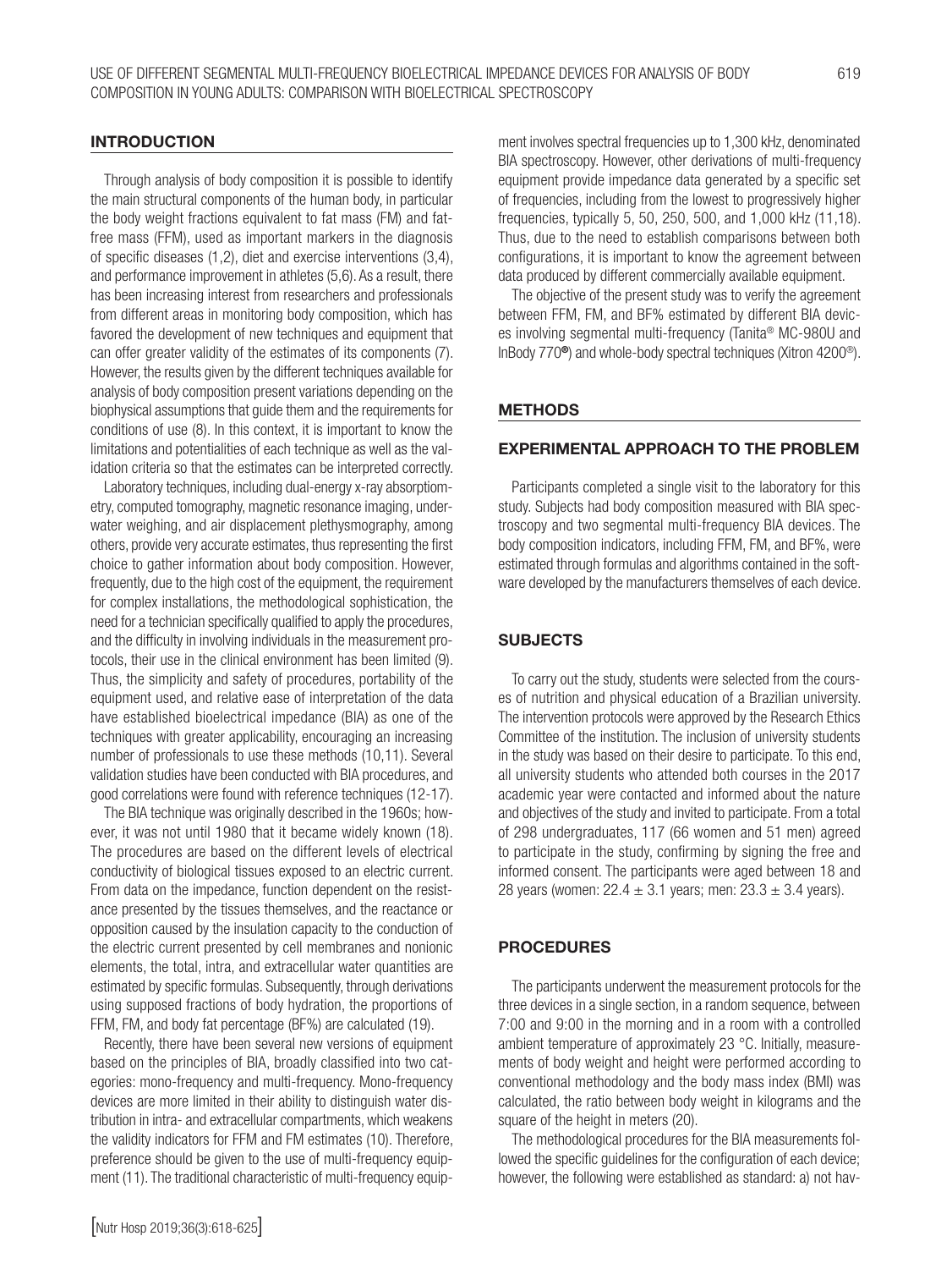## INTRODUCTION

Through analysis of body composition it is possible to identify the main structural components of the human body, in particular the body weight fractions equivalent to fat mass (FM) and fat-free mass (FFM), used as important markers in the diagnosis of specific diseases (1,2), diet and exercise interventions (3,4), and performance improvement in athletes (5,6). As a result, there has been increasing interest from researchers and professionals from different areas in monitoring body composition, which has favored the development of new techniques and equipment that can offer greater validity of the estimates of its components (7). However, the results given by the different techniques available for analysis of body composition present variations depending on the biophysical assumptions that guide them and the requirements for conditions of use (8). In this context, it is important to know the limitations and potentialities of each technique as well as the validation criteria so that the estimates can be interpreted correctly.

Laboratory techniques, including dual-energy x-ray absorptiometry, computed tomography, magnetic resonance imaging, underwater weighing, and air displacement plethysmography, among others, provide very accurate estimates, thus representing the first choice to gather information about body composition. However, frequently, due to the high cost of the equipment, the requirement for complex installations, the methodological sophistication, the need for a technician specifically qualified to apply the procedures, and the difficulty in involving individuals in the measurement protocols, their use in the clinical environment has been limited (9). Thus, the simplicity and safety of procedures, portability of the equipment used, and relative ease of interpretation of the data have established bioelectrical impedance (BIA) as one of the techniques with greater applicability, encouraging an increasing number of professionals to use these methods (10,11). Several validation studies have been conducted with BIA procedures, and good correlations were found with reference techniques (12-17).

The BIA technique was originally described in the 1960s; however, it was not until 1980 that it became widely known (18). The procedures are based on the different levels of electrical conductivity of biological tissues exposed to an electric current. From data on the impedance, function dependent on the resistance presented by the tissues themselves, and the reactance or opposition caused by the insulation capacity to the conduction of the electric current presented by cell membranes and nonionic elements, the total, intra, and extracellular water quantities are estimated by specific formulas. Subsequently, through derivations using supposed fractions of body hydration, the proportions of FFM, FM, and body fat percentage (BF%) are calculated (19).

Recently, there have been several new versions of equipment based on the principles of BIA, broadly classified into two categories: mono-frequency and multi-frequency. Mono-frequency devices are more limited in their ability to distinguish water distribution in intra- and extracellular compartments, which weakens the validity indicators for FFM and FM estimates (10). Therefore, preference should be given to the use of multi-frequency equipment (11). The traditional characteristic of multi-frequency equipment involves spectral frequencies up to 1,300 kHz, denominated BIA spectroscopy. However, other derivations of multi-frequency equipment provide impedance data generated by a specific set of frequencies, including from the lowest to progressively higher frequencies, typically 5, 50, 250, 500, and 1,000 kHz (11,18). Thus, due to the need to establish comparisons between both configurations, it is important to know the agreement between data produced by different commercially available equipment.

The objective of the present study was to verify the agreement between FFM, FM, and BF% estimated by different BIA devices involving segmental multi-frequency (Tanita® MC-980U and InBody 770®) and whole-body spectral techniques (Xitron 4200®).

## METHODS

### EXPERIMENTAL APPROACH TO THE PROBLEM

Participants completed a single visit to the laboratory for this study. Subjects had body composition measured with BIA spectroscopy and two segmental multi-frequency BIA devices. The body composition indicators, including FFM, FM, and BF%, were estimated through formulas and algorithms contained in the software developed by the manufacturers themselves of each device.

### SUBJECTS

To carry out the study, students were selected from the courses of nutrition and physical education of a Brazilian university. The intervention protocols were approved by the Research Ethics Committee of the institution. The inclusion of university students in the study was based on their desire to participate. To this end, all university students who attended both courses in the 2017 academic year were contacted and informed about the nature and objectives of the study and invited to participate. From a total of 298 undergraduates, 117 (66 women and 51 men) agreed to participate in the study, confirming by signing the free and informed consent. The participants were aged between 18 and 28 years (women: $22.4 \pm 3.1$ years; men: $23.3 \pm 3.4$ years).

### PROCEDURES

The participants underwent the measurement protocols for the three devices in a single section, in a random sequence, between 7:00 and 9:00 in the morning and in a room with a controlled ambient temperature of approximately 23 °C. Initially, measurements of body weight and height were performed according to conventional methodology and the body mass index (BMI) was calculated, the ratio between body weight in kilograms and the square of the height in meters (20).

The methodological procedures for the BIA measurements followed the specific guidelines for the configuration of each device; however, the following were established as standard: a) not hav-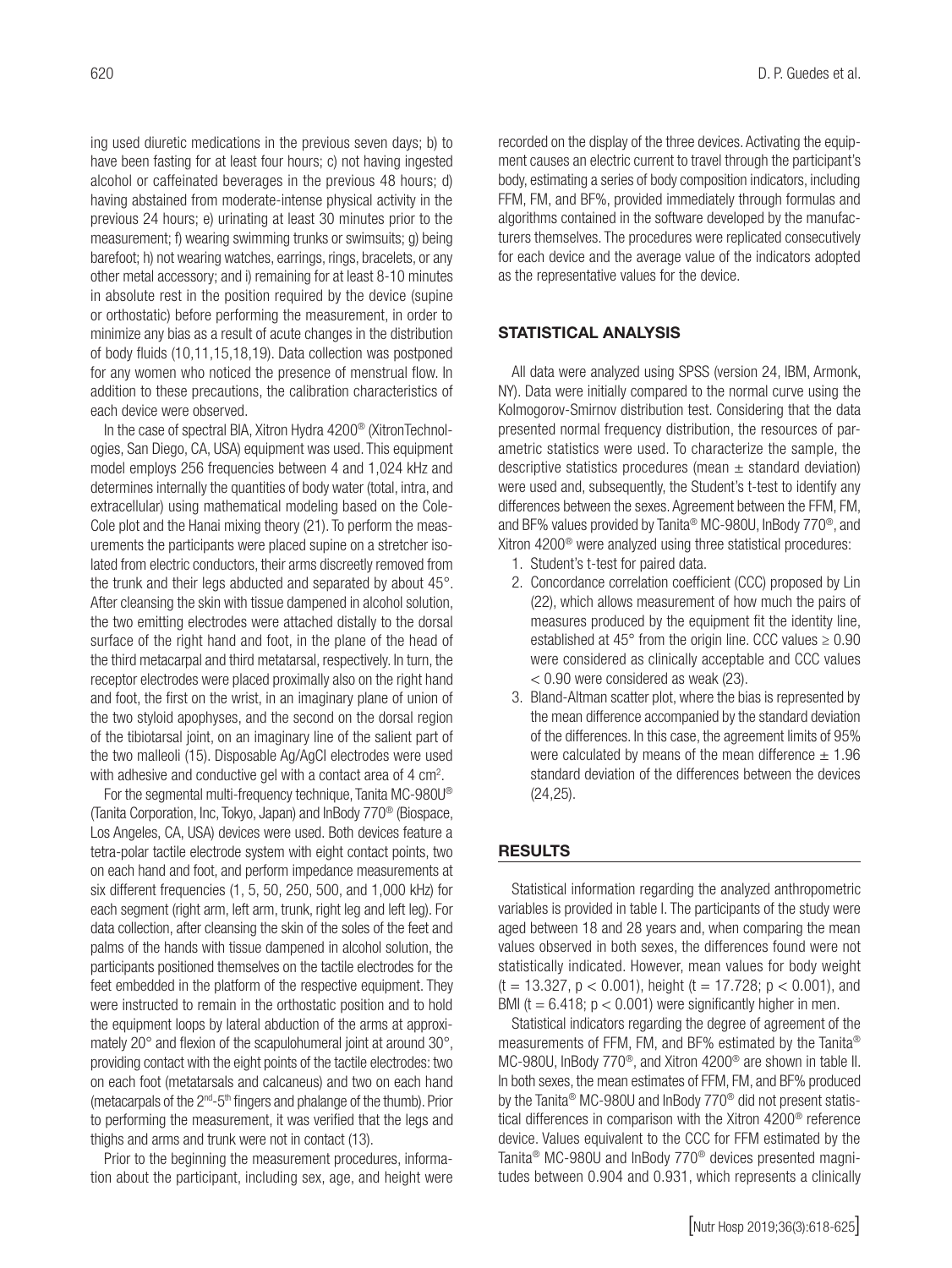ing used diuretic medications in the previous seven days; b) to have been fasting for at least four hours; c) not having ingested alcohol or caffeinated beverages in the previous 48 hours; d) having abstained from moderate-intense physical activity in the previous 24 hours; e) urinating at least 30 minutes prior to the measurement; f) wearing swimming trunks or swimsuits; g) being barefoot; h) not wearing watches, earrings, rings, bracelets, or any other metal accessory; and i) remaining for at least 8-10 minutes in absolute rest in the position required by the device (supine or orthostatic) before performing the measurement, in order to minimize any bias as a result of acute changes in the distribution of body fluids (10,11,15,18,19). Data collection was postponed for any women who noticed the presence of menstrual flow. In addition to these precautions, the calibration characteristics of each device were observed.

In the case of spectral BIA, Xitron Hydra 4200® (XitronTechnologies, San Diego, CA, USA) equipment was used. This equipment model employs 256 frequencies between 4 and 1,024 kHz and determines internally the quantities of body water (total, intra, and extracellular) using mathematical modeling based on the Cole-Cole plot and the Hanai mixing theory (21). To perform the measurements the participants were placed supine on a stretcher isolated from electric conductors, their arms discreetly removed from the trunk and their legs abducted and separated by about 45°. After cleansing the skin with tissue dampened in alcohol solution, the two emitting electrodes were attached distally to the dorsal surface of the right hand and foot, in the plane of the head of the third metacarpal and third metatarsal, respectively. In turn, the receptor electrodes were placed proximally also on the right hand and foot, the first on the wrist, in an imaginary plane of union of the two styloid apophyses, and the second on the dorsal region of the tibiotarsal joint, on an imaginary line of the salient part of the two malleoli (15). Disposable Ag/AgCl electrodes were used with adhesive and conductive gel with a contact area of 4 $cm^2$.

For the segmental multi-frequency technique, Tanita MC-980U® (Tanita Corporation, Inc, Tokyo, Japan) and InBody 770® (Biospace, Los Angeles, CA, USA) devices were used. Both devices feature a tetra-polar tactile electrode system with eight contact points, two on each hand and foot, and perform impedance measurements at six different frequencies (1, 5, 50, 250, 500, and 1,000 kHz) for each segment (right arm, left arm, trunk, right leg and left leg). For data collection, after cleansing the skin of the soles of the feet and palms of the hands with tissue dampened in alcohol solution, the participants positioned themselves on the tactile electrodes for the feet embedded in the platform of the respective equipment. They were instructed to remain in the orthostatic position and to hold the equipment loops by lateral abduction of the arms at approximately 20° and flexion of the scapulohumeral joint at around 30°, providing contact with the eight points of the tactile electrodes: two on each foot (metatarsals and calcaneus) and two on each hand (metacarpals of the 2nd-5th fingers and phalange of the thumb). Prior to performing the measurement, it was verified that the legs and thighs and arms and trunk were not in contact (13).

Prior to the beginning the measurement procedures, information about the participant, including sex, age, and height were recorded on the display of the three devices. Activating the equipment causes an electric current to travel through the participant's body, estimating a series of body composition indicators, including FFM, FM, and BF%, provided immediately through formulas and algorithms contained in the software developed by the manufacturers themselves. The procedures were replicated consecutively for each device and the average value of the indicators adopted as the representative values for the device.

## STATISTICAL ANALYSIS

All data were analyzed using SPSS (version 24, IBM, Armonk, NY). Data were initially compared to the normal curve using the Kolmogorov-Smirnov distribution test. Considering that the data presented normal frequency distribution, the resources of parametric statistics were used. To characterize the sample, the descriptive statistics procedures (mean ± standard deviation) were used and, subsequently, the Student's t-test to identify any differences between the sexes. Agreement between the FFM, FM, and BF% values provided by Tanita® MC-980U, InBody 770®, and Xitron 4200® were analyzed using three statistical procedures:

1. Student's t-test for paired data.
2. Concordance correlation coefficient (CCC) proposed by Lin (22), which allows measurement of how much the pairs of measures produced by the equipment fit the identity line, established at 45° from the origin line. CCC values ≥ 0.90 were considered as clinically acceptable and CCC values < 0.90 were considered as weak (23).
3. Bland-Altman scatter plot, where the bias is represented by the mean difference accompanied by the standard deviation of the differences. In this case, the agreement limits of 95% were calculated by means of the mean difference ± 1.96 standard deviation of the differences between the devices (24,25).

## RESULTS

Statistical information regarding the analyzed anthropometric variables is provided in table I. The participants of the study were aged between 18 and 28 years and, when comparing the mean values observed in both sexes, the differences found were not statistically indicated. However, mean values for body weight ($t = 13.327$, $p < 0.001$), height ($t = 17.728$; $p < 0.001$), and BMI ($t = 6.418$; $p < 0.001$) were significantly higher in men.

Statistical indicators regarding the degree of agreement of the measurements of FFM, FM, and BF% estimated by the Tanita® MC-980U, InBody 770®, and Xitron 4200® are shown in table II. In both sexes, the mean estimates of FFM, FM, and BF% produced by the Tanita® MC-980U and InBody 770® did not present statistical differences in comparison with the Xitron 4200® reference device. Values equivalent to the CCC for FFM estimated by the Tanita® MC-980U and InBody 770® devices presented magnitudes between 0.904 and 0.931, which represents a clinically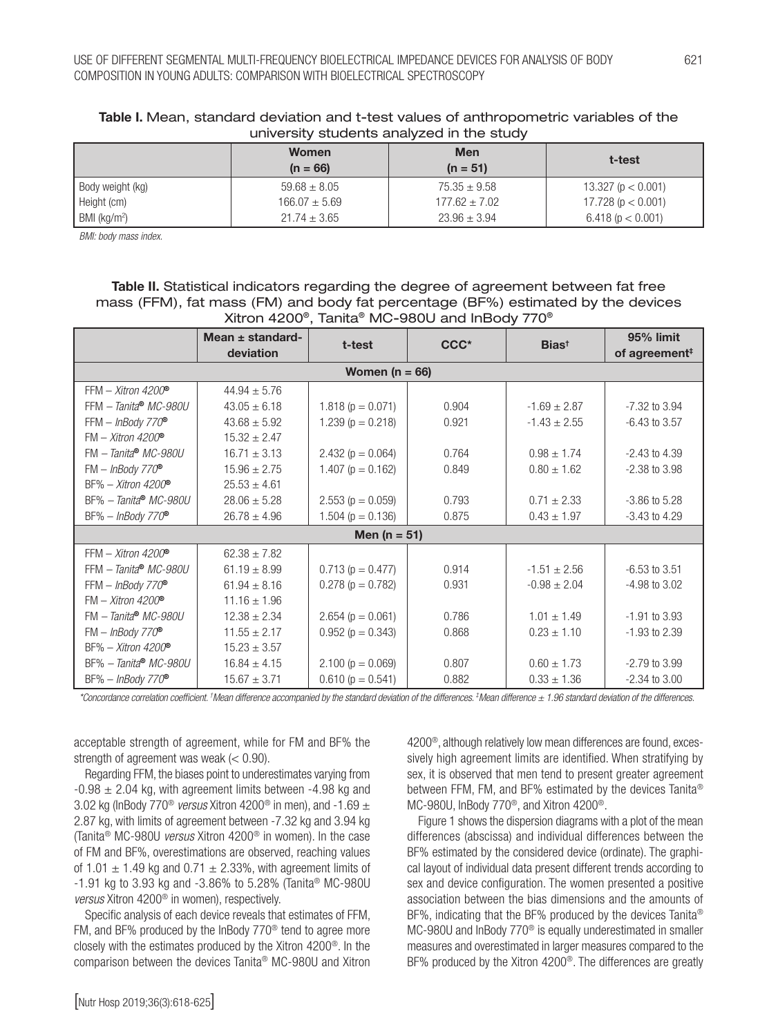**Table I.** Mean, standard deviation and t-test values of anthropometric variables of the university students analyzed in the study

| | Women (n = 66) | Men (n = 51) | t-test |
|---|---|---|---|
| Body weight (kg) | 59.68 ± 8.05 | 75.35 ± 9.58 | 13.327 (p < 0.001) |
| Height (cm) | 166.07 ± 5.69 | 177.62 ± 7.02 | 17.728 (p < 0.001) |
| BMI (kg/m²) | 21.74 ± 3.65 | 23.96 ± 3.94 | 6.418 (p < 0.001) |

*BMI: body mass index.*

**Table II.** Statistical indicators regarding the degree of agreement between fat free mass (FFM), fat mass (FM) and body fat percentage (BF%) estimated by the devices Xitron 4200®, Tanita® MC-980U and InBody 770®

| | Mean ± standard-deviation | t-test | CCC* | Bias† | 95% limit of agreement‡ |
|---|---|---|---|---|---|
| **Women (n = 66)** | | | | | |
| FFM – *Xitron 4200®* | 44.94 ± 5.76 | | | | |
| FFM – *Tanita® MC-980U* | 43.05 ± 6.18 | 1.818 (p = 0.071) | 0.904 | -1.69 ± 2.87 | -7.32 to 3.94 |
| FFM – *InBody 770®* | 43.68 ± 5.92 | 1.239 (p = 0.218) | 0.921 | -1.43 ± 2.55 | -6.43 to 3.57 |
| FM – *Xitron 4200®* | 15.32 ± 2.47 | | | | |
| FM – *Tanita® MC-980U* | 16.71 ± 3.13 | 2.432 (p = 0.064) | 0.764 | 0.98 ± 1.74 | -2.43 to 4.39 |
| FM – *InBody 770®* | 15.96 ± 2.75 | 1.407 (p = 0.162) | 0.849 | 0.80 ± 1.62 | -2.38 to 3.98 |
| BF% – *Xitron 4200®* | 25.53 ± 4.61 | | | | |
| BF% – *Tanita® MC-980U* | 28.06 ± 5.28 | 2.553 (p = 0.059) | 0.793 | 0.71 ± 2.33 | -3.86 to 5.28 |
| BF% – *InBody 770®* | 26.78 ± 4.96 | 1.504 (p = 0.136) | 0.875 | 0.43 ± 1.97 | -3.43 to 4.29 |
| **Men (n = 51)** | | | | | |
| FFM – *Xitron 4200®* | 62.38 ± 7.82 | | | | |
| FFM – *Tanita® MC-980U* | 61.19 ± 8.99 | 0.713 (p = 0.477) | 0.914 | -1.51 ± 2.56 | -6.53 to 3.51 |
| FFM – *InBody 770®* | 61.94 ± 8.16 | 0.278 (p = 0.782) | 0.931 | -0.98 ± 2.04 | -4.98 to 3.02 |
| FM – *Xitron 4200®* | 11.16 ± 1.96 | | | | |
| FM – *Tanita® MC-980U* | 12.38 ± 2.34 | 2.654 (p = 0.061) | 0.786 | 1.01 ± 1.49 | -1.91 to 3.93 |
| FM – *InBody 770®* | 11.55 ± 2.17 | 0.952 (p = 0.343) | 0.868 | 0.23 ± 1.10 | -1.93 to 2.39 |
| BF% – *Xitron 4200®* | 15.23 ± 3.57 | | | | |
| BF% – *Tanita® MC-980U* | 16.84 ± 4.15 | 2.100 (p = 0.069) | 0.807 | 0.60 ± 1.73 | -2.79 to 3.99 |
| BF% – *InBody 770®* | 15.67 ± 3.71 | 0.610 (p = 0.541) | 0.882 | 0.33 ± 1.36 | -2.34 to 3.00 |

*\*Concordance correlation coefficient. †Mean difference accompanied by the standard deviation of the differences. ‡Mean difference ± 1.96 standard deviation of the differences.*

acceptable strength of agreement, while for FM and BF% the strength of agreement was weak (< 0.90).

Regarding FFM, the biases point to underestimates varying from -0.98 ± 2.04 kg, with agreement limits between -4.98 kg and 3.02 kg (InBody 770® *versus* Xitron 4200® in men), and -1.69 ± 2.87 kg, with limits of agreement between -7.32 kg and 3.94 kg (Tanita® MC-980U *versus* Xitron 4200® in women). In the case of FM and BF%, overestimations are observed, reaching values of 1.01 ± 1.49 kg and 0.71 ± 2.33%, with agreement limits of -1.91 kg to 3.93 kg and -3.86% to 5.28% (Tanita® MC-980U *versus* Xitron 4200® in women), respectively.

Specific analysis of each device reveals that estimates of FFM, FM, and BF% produced by the InBody 770® tend to agree more closely with the estimates produced by the Xitron 4200®. In the comparison between the devices Tanita® MC-980U and Xitron 4200®, although relatively low mean differences are found, excessively high agreement limits are identified. When stratifying by sex, it is observed that men tend to present greater agreement between FFM, FM, and BF% estimated by the devices Tanita® MC-980U, InBody 770®, and Xitron 4200®.

Figure 1 shows the dispersion diagrams with a plot of the mean differences (abscissa) and individual differences between the BF% estimated by the considered device (ordinate). The graphical layout of individual data present different trends according to sex and device configuration. The women presented a positive association between the bias dimensions and the amounts of BF%, indicating that the BF% produced by the devices Tanita® MC-980U and InBody 770® is equally underestimated in smaller measures and overestimated in larger measures compared to the BF% produced by the Xitron 4200®. The differences are greatly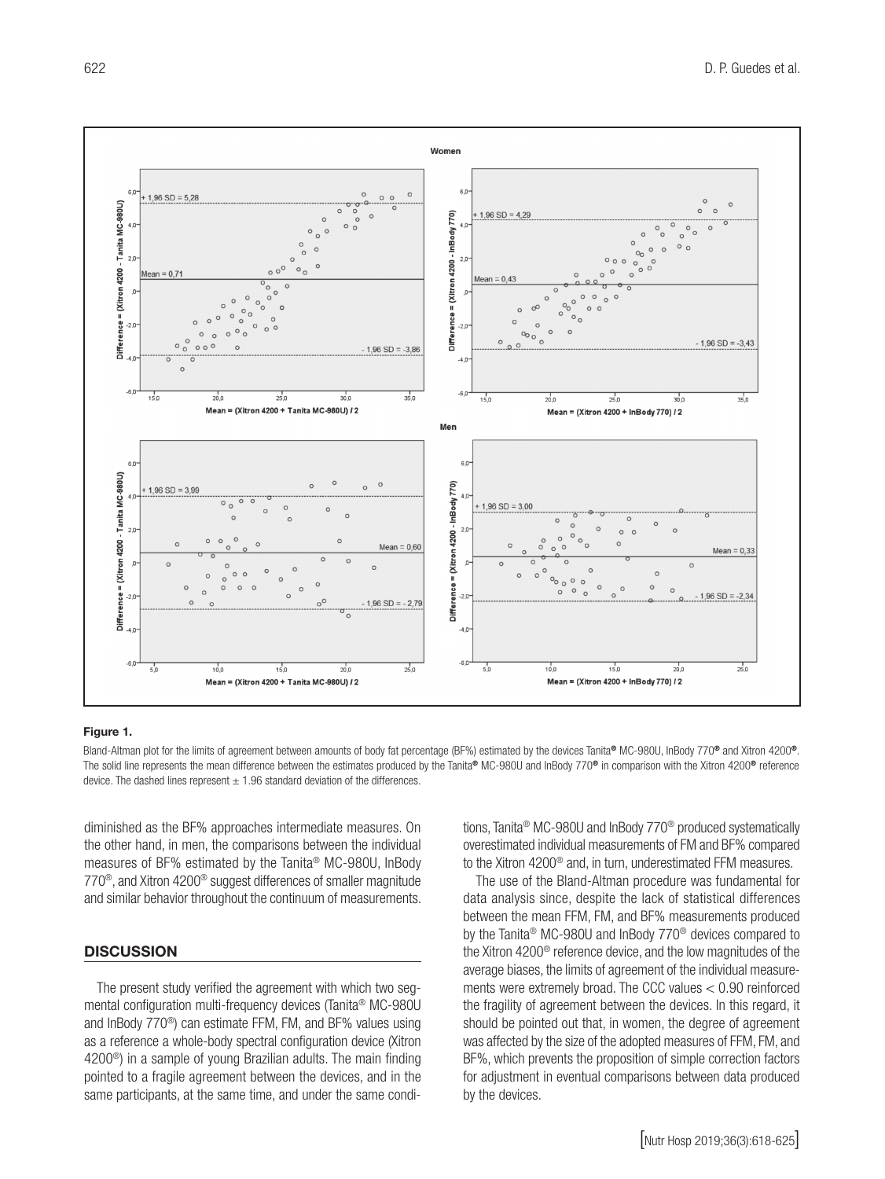**Figure 1.**

Bland-Altman plot for the limits of agreement between amounts of body fat percentage (BF%) estimated by the devices Tanita® MC-980U, InBody 770® and Xitron 4200®. The solid line represents the mean difference between the estimates produced by the Tanita® MC-980U and InBody 770® in comparison with the Xitron 4200® reference device. The dashed lines represent ± 1.96 standard deviation of the differences.

diminished as the BF% approaches intermediate measures. On the other hand, in men, the comparisons between the individual measures of BF% estimated by the Tanita® MC-980U, InBody 770®, and Xitron 4200® suggest differences of smaller magnitude and similar behavior throughout the continuum of measurements.

## DISCUSSION

The present study verified the agreement with which two segmental configuration multi-frequency devices (Tanita® MC-980U and InBody 770®) can estimate FFM, FM, and BF% values using as a reference a whole-body spectral configuration device (Xitron 4200®) in a sample of young Brazilian adults. The main finding pointed to a fragile agreement between the devices, and in the same participants, at the same time, and under the same conditions, Tanita® MC-980U and InBody 770® produced systematically overestimated individual measurements of FM and BF% compared to the Xitron 4200® and, in turn, underestimated FFM measures.

The use of the Bland-Altman procedure was fundamental for data analysis since, despite the lack of statistical differences between the mean FFM, FM, and BF% measurements produced by the Tanita® MC-980U and InBody 770® devices compared to the Xitron 4200® reference device, and the low magnitudes of the average biases, the limits of agreement of the individual measurements were extremely broad. The CCC values < 0.90 reinforced the fragility of agreement between the devices. In this regard, it should be pointed out that, in women, the degree of agreement was affected by the size of the adopted measures of FFM, FM, and BF%, which prevents the proposition of simple correction factors for adjustment in eventual comparisons between data produced by the devices.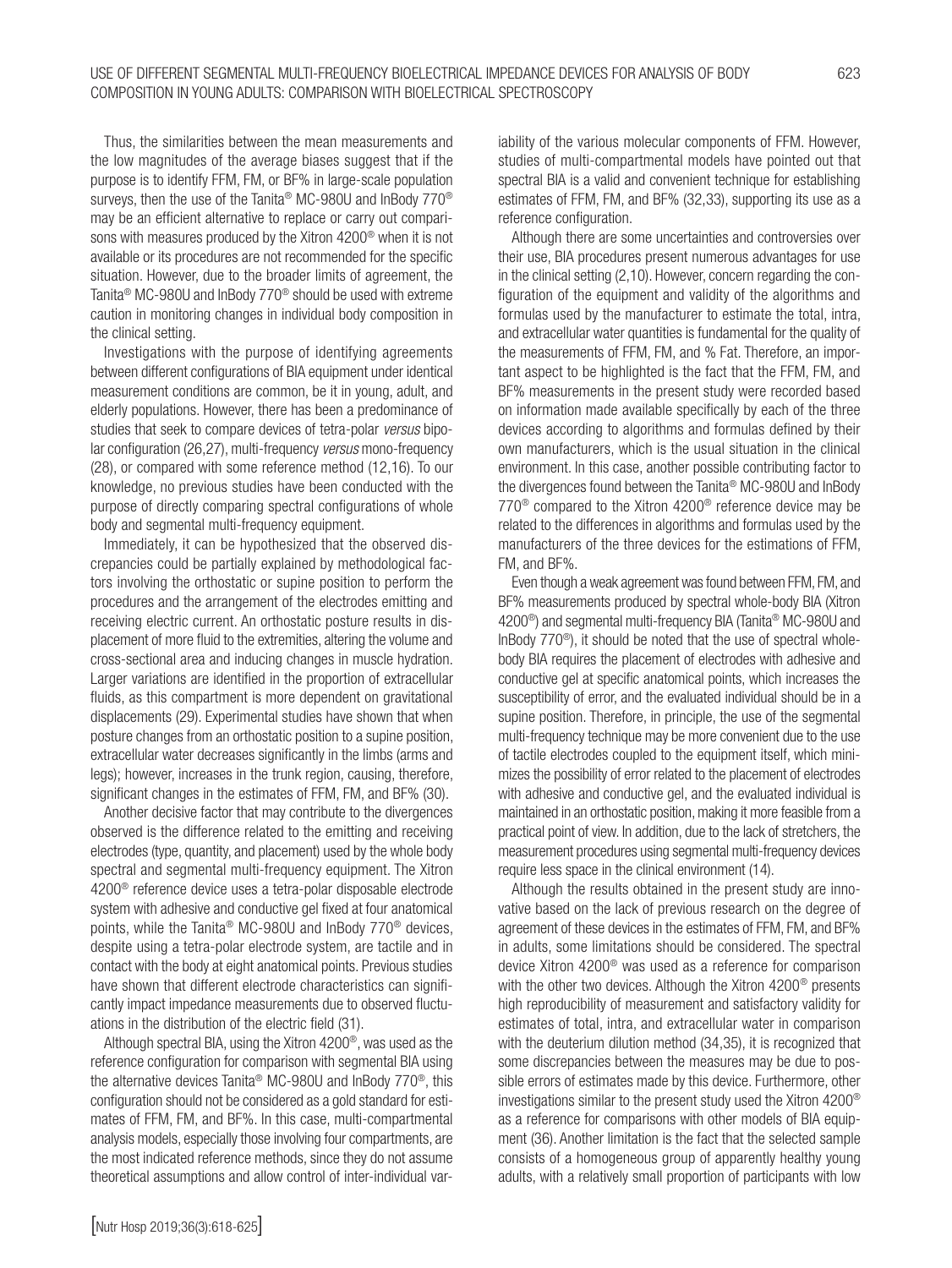Thus, the similarities between the mean measurements and the low magnitudes of the average biases suggest that if the purpose is to identify FFM, FM, or BF% in large-scale population surveys, then the use of the Tanita® MC-980U and InBody 770® may be an efficient alternative to replace or carry out comparisons with measures produced by the Xitron 4200® when it is not available or its procedures are not recommended for the specific situation. However, due to the broader limits of agreement, the Tanita® MC-980U and InBody 770® should be used with extreme caution in monitoring changes in individual body composition in the clinical setting.

Investigations with the purpose of identifying agreements between different configurations of BIA equipment under identical measurement conditions are common, be it in young, adult, and elderly populations. However, there has been a predominance of studies that seek to compare devices of tetra-polar *versus* bipolar configuration (26,27), multi-frequency *versus* mono-frequency (28), or compared with some reference method (12,16). To our knowledge, no previous studies have been conducted with the purpose of directly comparing spectral configurations of whole body and segmental multi-frequency equipment.

Immediately, it can be hypothesized that the observed discrepancies could be partially explained by methodological factors involving the orthostatic or supine position to perform the procedures and the arrangement of the electrodes emitting and receiving electric current. An orthostatic posture results in displacement of more fluid to the extremities, altering the volume and cross-sectional area and inducing changes in muscle hydration. Larger variations are identified in the proportion of extracellular fluids, as this compartment is more dependent on gravitational displacements (29). Experimental studies have shown that when posture changes from an orthostatic position to a supine position, extracellular water decreases significantly in the limbs (arms and legs); however, increases in the trunk region, causing, therefore, significant changes in the estimates of FFM, FM, and BF% (30).

Another decisive factor that may contribute to the divergences observed is the difference related to the emitting and receiving electrodes (type, quantity, and placement) used by the whole body spectral and segmental multi-frequency equipment. The Xitron 4200® reference device uses a tetra-polar disposable electrode system with adhesive and conductive gel fixed at four anatomical points, while the Tanita® MC-980U and InBody 770® devices, despite using a tetra-polar electrode system, are tactile and in contact with the body at eight anatomical points. Previous studies have shown that different electrode characteristics can significantly impact impedance measurements due to observed fluctuations in the distribution of the electric field (31).

Although spectral BIA, using the Xitron 4200®, was used as the reference configuration for comparison with segmental BIA using the alternative devices Tanita® MC-980U and InBody 770®, this configuration should not be considered as a gold standard for estimates of FFM, FM, and BF%. In this case, multi-compartmental analysis models, especially those involving four compartments, are the most indicated reference methods, since they do not assume theoretical assumptions and allow control of inter-individual variability of the various molecular components of FFM. However, studies of multi-compartmental models have pointed out that spectral BIA is a valid and convenient technique for establishing estimates of FFM, FM, and BF% (32,33), supporting its use as a reference configuration.

Although there are some uncertainties and controversies over their use, BIA procedures present numerous advantages for use in the clinical setting (2,10). However, concern regarding the configuration of the equipment and validity of the algorithms and formulas used by the manufacturer to estimate the total, intra, and extracellular water quantities is fundamental for the quality of the measurements of FFM, FM, and % Fat. Therefore, an important aspect to be highlighted is the fact that the FFM, FM, and BF% measurements in the present study were recorded based on information made available specifically by each of the three devices according to algorithms and formulas defined by their own manufacturers, which is the usual situation in the clinical environment. In this case, another possible contributing factor to the divergences found between the Tanita® MC-980U and InBody 770® compared to the Xitron 4200® reference device may be related to the differences in algorithms and formulas used by the manufacturers of the three devices for the estimations of FFM, FM, and BF%.

Even though a weak agreement was found between FFM, FM, and BF% measurements produced by spectral whole-body BIA (Xitron 4200®) and segmental multi-frequency BIA (Tanita® MC-980U and InBody 770®), it should be noted that the use of spectral whole-body BIA requires the placement of electrodes with adhesive and conductive gel at specific anatomical points, which increases the susceptibility of error, and the evaluated individual should be in a supine position. Therefore, in principle, the use of the segmental multi-frequency technique may be more convenient due to the use of tactile electrodes coupled to the equipment itself, which minimizes the possibility of error related to the placement of electrodes with adhesive and conductive gel, and the evaluated individual is maintained in an orthostatic position, making it more feasible from a practical point of view. In addition, due to the lack of stretchers, the measurement procedures using segmental multi-frequency devices require less space in the clinical environment (14).

Although the results obtained in the present study are innovative based on the lack of previous research on the degree of agreement of these devices in the estimates of FFM, FM, and BF% in adults, some limitations should be considered. The spectral device Xitron 4200® was used as a reference for comparison with the other two devices. Although the Xitron 4200® presents high reproducibility of measurement and satisfactory validity for estimates of total, intra, and extracellular water in comparison with the deuterium dilution method (34,35), it is recognized that some discrepancies between the measures may be due to possible errors of estimates made by this device. Furthermore, other investigations similar to the present study used the Xitron 4200® as a reference for comparisons with other models of BIA equipment (36). Another limitation is the fact that the selected sample consists of a homogeneous group of apparently healthy young adults, with a relatively small proportion of participants with low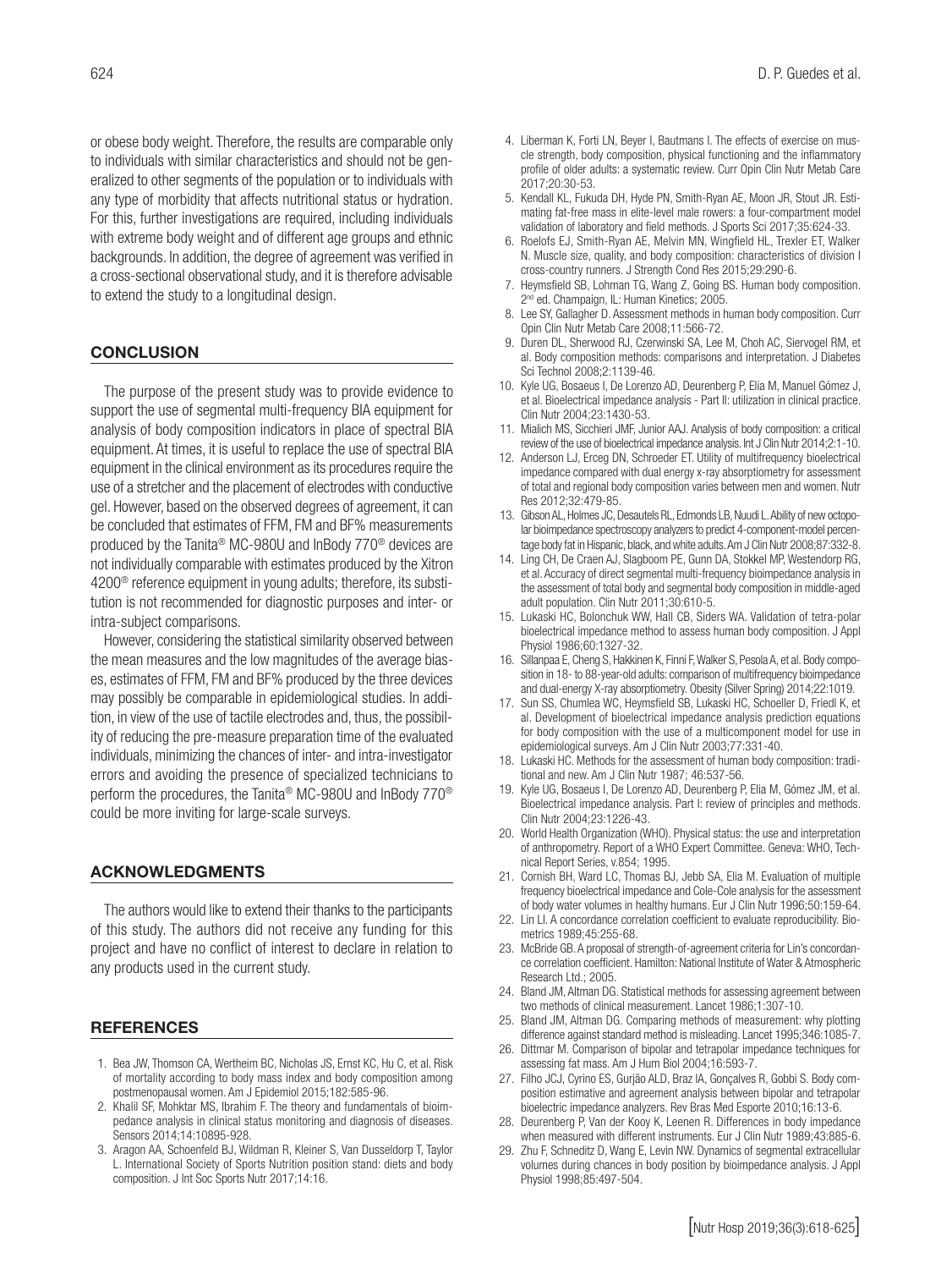or obese body weight. Therefore, the results are comparable only to individuals with similar characteristics and should not be generalized to other segments of the population or to individuals with any type of morbidity that affects nutritional status or hydration. For this, further investigations are required, including individuals with extreme body weight and of different age groups and ethnic backgrounds. In addition, the degree of agreement was verified in a cross-sectional observational study, and it is therefore advisable to extend the study to a longitudinal design.

## CONCLUSION

The purpose of the present study was to provide evidence to support the use of segmental multi-frequency BIA equipment for analysis of body composition indicators in place of spectral BIA equipment. At times, it is useful to replace the use of spectral BIA equipment in the clinical environment as its procedures require the use of a stretcher and the placement of electrodes with conductive gel. However, based on the observed degrees of agreement, it can be concluded that estimates of FFM, FM and BF% measurements produced by the Tanita® MC-980U and InBody 770® devices are not individually comparable with estimates produced by the Xitron 4200® reference equipment in young adults; therefore, its substitution is not recommended for diagnostic purposes and inter- or intra-subject comparisons.

However, considering the statistical similarity observed between the mean measures and the low magnitudes of the average biases, estimates of FFM, FM and BF% produced by the three devices may possibly be comparable in epidemiological studies. In addition, in view of the use of tactile electrodes and, thus, the possibility of reducing the pre-measure preparation time of the evaluated individuals, minimizing the chances of inter- and intra-investigator errors and avoiding the presence of specialized technicians to perform the procedures, the Tanita® MC-980U and InBody 770® could be more inviting for large-scale surveys.

## ACKNOWLEDGMENTS

The authors would like to extend their thanks to the participants of this study. The authors did not receive any funding for this project and have no conflict of interest to declare in relation to any products used in the current study.

## REFERENCES

1. Bea JW, Thomson CA, Wertheim BC, Nicholas JS, Ernst KC, Hu C, et al. Risk of mortality according to body mass index and body composition among postmenopausal women. Am J Epidemiol 2015;182:585-96.
2. Khalil SF, Mohktar MS, Ibrahim F. The theory and fundamentals of bioimpedance analysis in clinical status monitoring and diagnosis of diseases. Sensors 2014;14:10895-928.
3. Aragon AA, Schoenfeld BJ, Wildman R, Kleiner S, Van Dusseldorp T, Taylor L. International Society of Sports Nutrition position stand: diets and body composition. J Int Soc Sports Nutr 2017;14:16.
4. Liberman K, Forti LN, Beyer I, Bautmans I. The effects of exercise on muscle strength, body composition, physical functioning and the inflammatory profile of older adults: a systematic review. Curr Opin Clin Nutr Metab Care 2017;20:30-53.
5. Kendall KL, Fukuda DH, Hyde PN, Smith-Ryan AE, Moon JR, Stout JR. Estimating fat-free mass in elite-level male rowers: a four-compartment model validation of laboratory and field methods. J Sports Sci 2017;35:624-33.
6. Roelofs EJ, Smith-Ryan AE, Melvin MN, Wingfield HL, Trexler ET, Walker N. Muscle size, quality, and body composition: characteristics of division I cross-country runners. J Strength Cond Res 2015;29:290-6.
7. Heymsfield SB, Lohman TG, Wang Z, Going BS. Human body composition. 2nd ed. Champaign, IL: Human Kinetics; 2005.
8. Lee SY, Gallagher D. Assessment methods in human body composition. Curr Opin Clin Nutr Metab Care 2008;11:566-72.
9. Duren DL, Sherwood RJ, Czerwinski SA, Lee M, Choh AC, Siervogel RM, et al. Body composition methods: comparisons and interpretation. J Diabetes Sci Technol 2008;2:1139-46.
10. Kyle UG, Bosaeus I, De Lorenzo AD, Deurenberg P, Elia M, Manuel Gómez J, et al. Bioelectrical impedance analysis - Part II: utilization in clinical practice. Clin Nutr 2004;23:1430-53.
11. Mialich MS, Sicchieri JMF, Junior AAJ. Analysis of body composition: a critical review of the use of bioelectrical impedance analysis. Int J Clin Nutr 2014;2:1-10.
12. Anderson LJ, Erceg DN, Schroeder ET. Utility of multifrequency bioelectrical impedance compared with dual energy x-ray absorptiometry for assessment of total and regional body composition varies between men and women. Nutr Res 2012;32:479-85.
13. Gibson AL, Holmes JC, Desautels RL, Edmonds LB, Nuudi L. Ability of new octopolar bioimpedance spectroscopy analyzers to predict 4-component-model percentage body fat in Hispanic, black, and white adults. Am J Clin Nutr 2008;87:332-8.
14. Ling CH, De Craen AJ, Slagboom PE, Gunn DA, Stokkel MP, Westendorp RG, et al. Accuracy of direct segmental multi-frequency bioimpedance analysis in the assessment of total body and segmental body composition in middle-aged adult population. Clin Nutr 2011;30:610-5.
15. Lukaski HC, Bolonchuk WW, Hall CB, Siders WA. Validation of tetra-polar bioelectrical impedance method to assess human body composition. J Appl Physiol 1986;60:1327-32.
16. Sillanpaa E, Cheng S, Hakkinen K, Finni F, Walker S, Pesola A, et al. Body composition in 18- to 88-year-old adults: comparison of multifrequency bioimpedance and dual-energy X-ray absorptiometry. Obesity (Silver Spring) 2014;22:1019.
17. Sun SS, Chumlea WC, Heymsfield SB, Lukaski HC, Schoeller D, Friedl K, et al. Development of bioelectrical impedance analysis prediction equations for body composition with the use of a multicomponent model for use in epidemiological surveys. Am J Clin Nutr 2003;77:331-40.
18. Lukaski HC. Methods for the assessment of human body composition: traditional and new. Am J Clin Nutr 1987; 46:537-56.
19. Kyle UG, Bosaeus I, De Lorenzo AD, Deurenberg P, Elia M, Gómez JM, et al. Bioelectrical impedance analysis. Part I: review of principles and methods. Clin Nutr 2004;23:1226-43.
20. World Health Organization (WHO). Physical status: the use and interpretation of anthropometry. Report of a WHO Expert Committee. Geneva: WHO, Technical Report Series, v.854; 1995.
21. Cornish BH, Ward LC, Thomas BJ, Jebb SA, Elia M. Evaluation of multiple frequency bioelectrical impedance and Cole-Cole analysis for the assessment of body water volumes in healthy humans. Eur J Clin Nutr 1996;50:159-64.
22. Lin LI. A concordance correlation coefficient to evaluate reproducibility. Biometrics 1989;45:255-68.
23. McBride GB. A proposal of strength-of-agreement criteria for Lin's concordance correlation coefficient. Hamilton: National Institute of Water & Atmospheric Research Ltd.; 2005.
24. Bland JM, Altman DG. Statistical methods for assessing agreement between two methods of clinical measurement. Lancet 1986;1:307-10.
25. Bland JM, Altman DG. Comparing methods of measurement: why plotting difference against standard method is misleading. Lancet 1995;346:1085-7.
26. Dittmar M. Comparison of bipolar and tetrapolar impedance techniques for assessing fat mass. Am J Hum Biol 2004;16:593-7.
27. Filho JCJ, Cyrino ES, Gurjão ALD, Braz IA, Gonçalves R, Gobbi S. Body composition estimative and agreement analysis between bipolar and tetrapolar bioelectric impedance analyzers. Rev Bras Med Esporte 2010;16:13-6.
28. Deurenberg P, Van der Kooy K, Leenen R. Differences in body impedance when measured with different instruments. Eur J Clin Nutr 1989;43:885-6.
29. Zhu F, Schneditz D, Wang E, Levin NW. Dynamics of segmental extracellular volumes during chances in body position by bioimpedance analysis. J Appl Physiol 1998;85:497-504.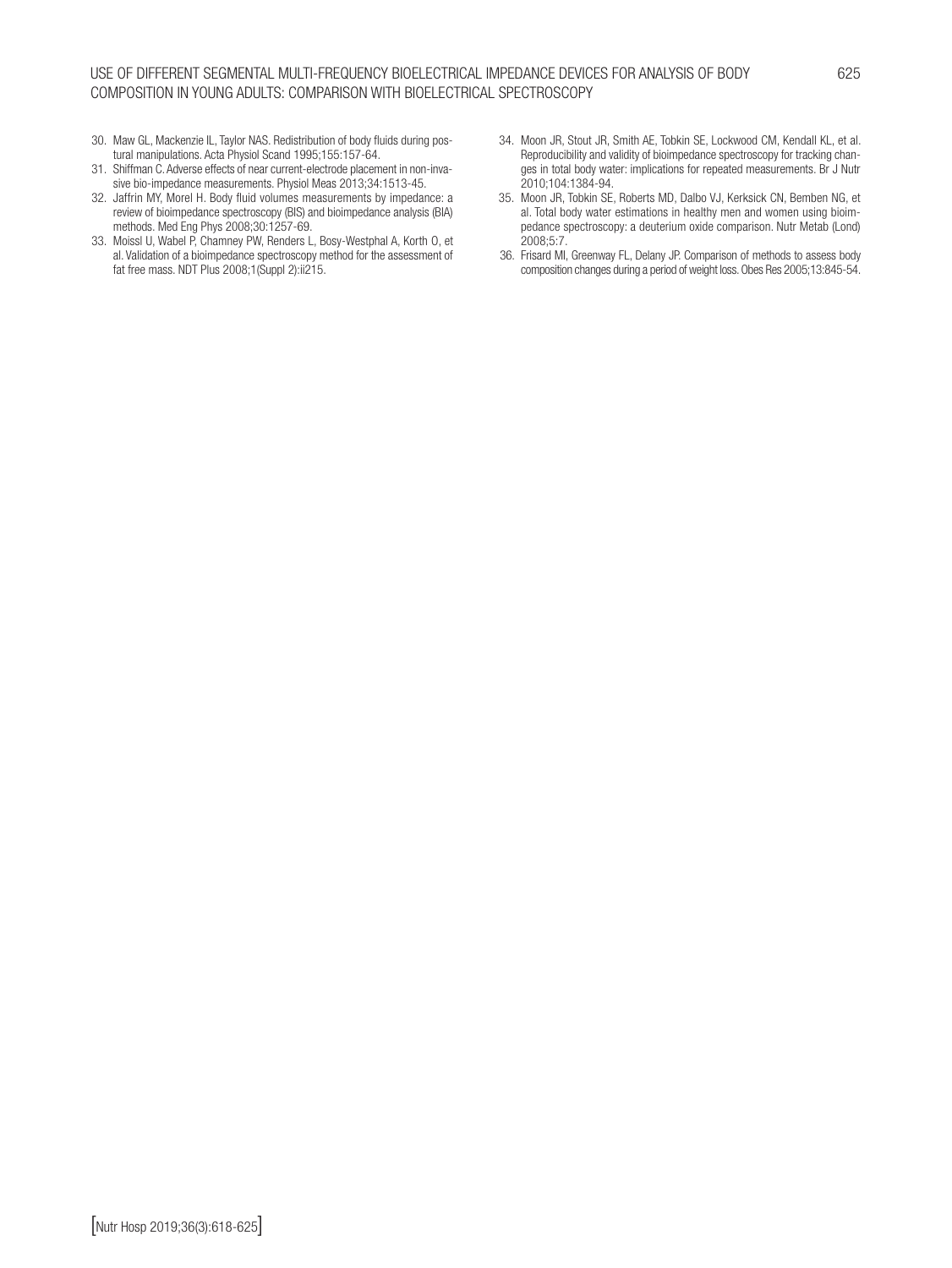30. Maw GL, Mackenzie IL, Taylor NAS. Redistribution of body fluids during postural manipulations. Acta Physiol Scand 1995;155:157-64.
31. Shiffman C. Adverse effects of near current-electrode placement in non-invasive bio-impedance measurements. Physiol Meas 2013;34:1513-45.
32. Jaffrin MY, Morel H. Body fluid volumes measurements by impedance: a review of bioimpedance spectroscopy (BIS) and bioimpedance analysis (BIA) methods. Med Eng Phys 2008;30:1257-69.
33. Moissl U, Wabel P, Chamney PW, Renders L, Bosy-Westphal A, Korth O, et al. Validation of a bioimpedance spectroscopy method for the assessment of fat free mass. NDT Plus 2008;1(Suppl 2):ii215.
34. Moon JR, Stout JR, Smith AE, Tobkin SE, Lockwood CM, Kendall KL, et al. Reproducibility and validity of bioimpedance spectroscopy for tracking changes in total body water: implications for repeated measurements. Br J Nutr 2010;104:1384-94.
35. Moon JR, Tobkin SE, Roberts MD, Dalbo VJ, Kerksick CN, Bemben NG, et al. Total body water estimations in healthy men and women using bioimpedance spectroscopy: a deuterium oxide comparison. Nutr Metab (Lond) 2008;5:7.
36. Frisard MI, Greenway FL, Delany JP. Comparison of methods to assess body composition changes during a period of weight loss. Obes Res 2005;13:845-54.